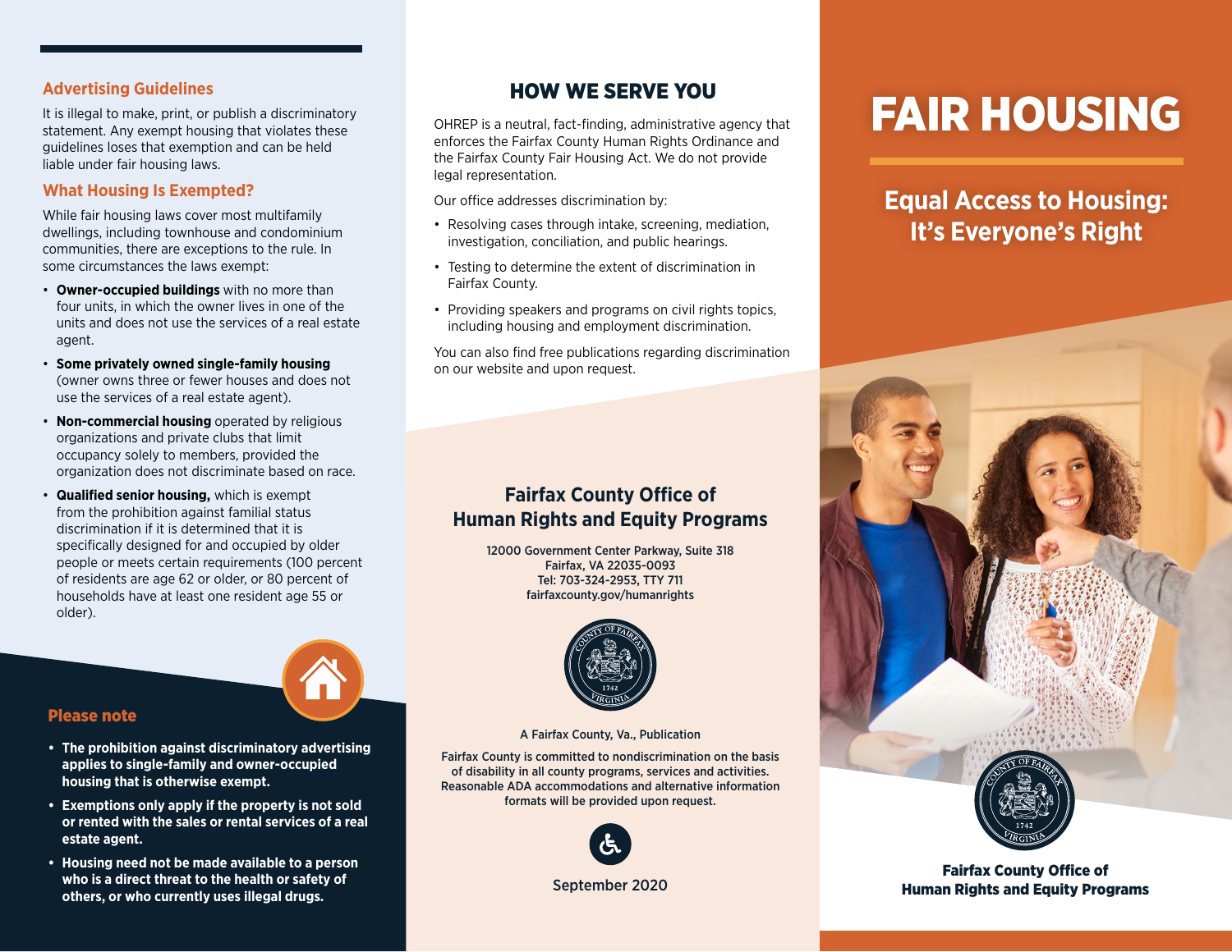# FAIR HOUSING

## Equal Access to Housing: It's Everyone's Right

Fairfax County Office of Human Rights and Equity Programs

### Advertising Guidelines

It is illegal to make, print, or publish a discriminatory statement. Any exempt housing that violates these guidelines loses that exemption and can be held liable under fair housing laws.

### What Housing Is Exempted?

While fair housing laws cover most multifamily dwellings, including townhouse and condominium communities, there are exceptions to the rule. In some circumstances the laws exempt:

- **Owner-occupied buildings** with no more than four units, in which the owner lives in one of the units and does not use the services of a real estate agent.
- **Some privately owned single-family housing** (owner owns three or fewer houses and does not use the services of a real estate agent).
- **Non-commercial housing** operated by religious organizations and private clubs that limit occupancy solely to members, provided the organization does not discriminate based on race.
- **Qualified senior housing,** which is exempt from the prohibition against familial status discrimination if it is determined that it is specifically designed for and occupied by older people or meets certain requirements (100 percent of residents are age 62 or older, or 80 percent of households have at least one resident age 55 or older).

### Please note

- **The prohibition against discriminatory advertising applies to single-family and owner-occupied housing that is otherwise exempt.**
- **Exemptions only apply if the property is not sold or rented with the sales or rental services of a real estate agent.**
- **Housing need not be made available to a person who is a direct threat to the health or safety of others, or who currently uses illegal drugs.**

## HOW WE SERVE YOU

OHREP is a neutral, fact-finding, administrative agency that enforces the Fairfax County Human Rights Ordinance and the Fairfax County Fair Housing Act. We do not provide legal representation.

Our office addresses discrimination by:

- Resolving cases through intake, screening, mediation, investigation, conciliation, and public hearings.
- Testing to determine the extent of discrimination in Fairfax County.
- Providing speakers and programs on civil rights topics, including housing and employment discrimination.

You can also find free publications regarding discrimination on our website and upon request.

### Fairfax County Office of Human Rights and Equity Programs

12000 Government Center Parkway, Suite 318
Fairfax, VA 22035-0093
Tel: 703-324-2953, TTY 711
fairfaxcounty.gov/humanrights

A Fairfax County, Va., Publication

Fairfax County is committed to nondiscrimination on the basis of disability in all county programs, services and activities. Reasonable ADA accommodations and alternative information formats will be provided upon request.

September 2020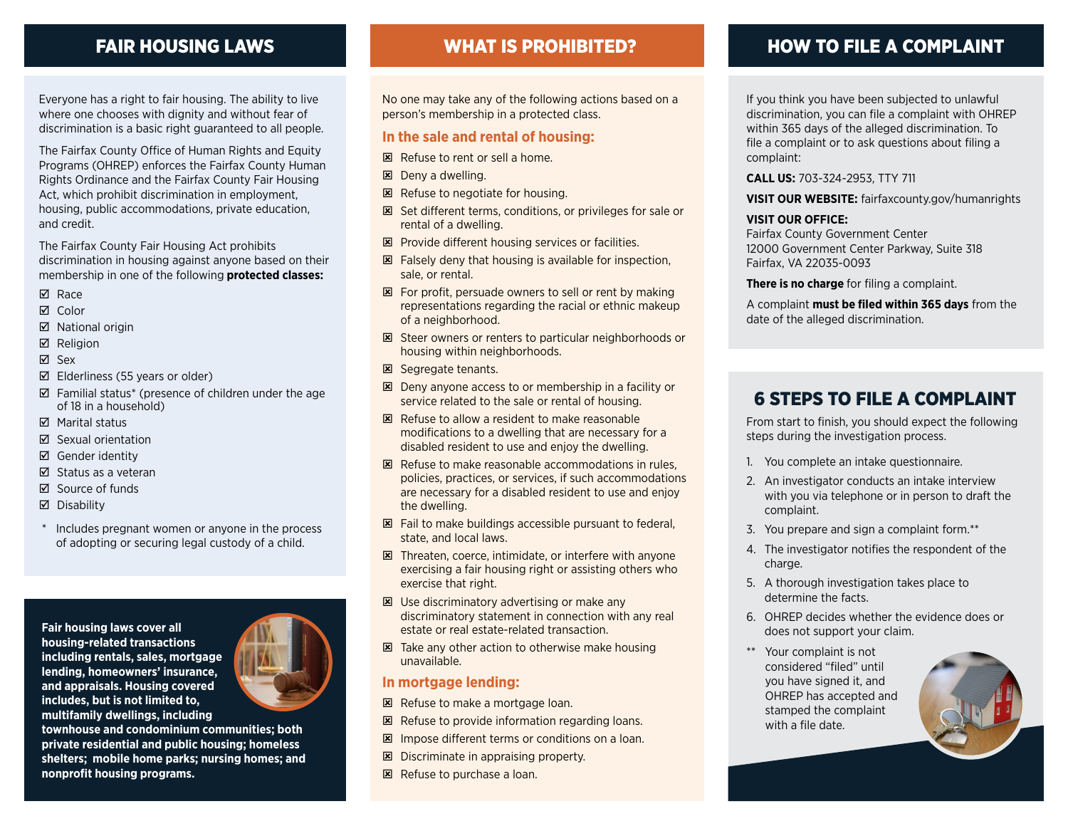## FAIR HOUSING LAWS

Everyone has a right to fair housing. The ability to live where one chooses with dignity and without fear of discrimination is a basic right guaranteed to all people.

The Fairfax County Office of Human Rights and Equity Programs (OHREP) enforces the Fairfax County Human Rights Ordinance and the Fairfax County Fair Housing Act, which prohibit discrimination in employment, housing, public accommodations, private education, and credit.

The Fairfax County Fair Housing Act prohibits discrimination in housing against anyone based on their membership in one of the following **protected classes:**

- ☑ Race
- ☑ Color
- ☑ National origin
- ☑ Religion
- ☑ Sex
- ☑ Elderliness (55 years or older)
- ☑ Familial status* (presence of children under the age of 18 in a household)
- ☑ Marital status
- ☑ Sexual orientation
- ☑ Gender identity
- ☑ Status as a veteran
- ☑ Source of funds
- ☑ Disability

\* Includes pregnant women or anyone in the process of adopting or securing legal custody of a child.

**Fair housing laws cover all housing-related transactions including rentals, sales, mortgage lending, homeowners' insurance, and appraisals. Housing covered includes, but is not limited to, multifamily dwellings, including townhouse and condominium communities; both private residential and public housing; homeless shelters; mobile home parks; nursing homes; and nonprofit housing programs.**

## WHAT IS PROHIBITED?

No one may take any of the following actions based on a person's membership in a protected class.

### In the sale and rental of housing:

- ☒ Refuse to rent or sell a home.
- ☒ Deny a dwelling.
- ☒ Refuse to negotiate for housing.
- ☒ Set different terms, conditions, or privileges for sale or rental of a dwelling.
- ☒ Provide different housing services or facilities.
- ☒ Falsely deny that housing is available for inspection, sale, or rental.
- ☒ For profit, persuade owners to sell or rent by making representations regarding the racial or ethnic makeup of a neighborhood.
- ☒ Steer owners or renters to particular neighborhoods or housing within neighborhoods.
- ☒ Segregate tenants.
- ☒ Deny anyone access to or membership in a facility or service related to the sale or rental of housing.
- ☒ Refuse to allow a resident to make reasonable modifications to a dwelling that are necessary for a disabled resident to use and enjoy the dwelling.
- ☒ Refuse to make reasonable accommodations in rules, policies, practices, or services, if such accommodations are necessary for a disabled resident to use and enjoy the dwelling.
- ☒ Fail to make buildings accessible pursuant to federal, state, and local laws.
- ☒ Threaten, coerce, intimidate, or interfere with anyone exercising a fair housing right or assisting others who exercise that right.
- ☒ Use discriminatory advertising or make any discriminatory statement in connection with any real estate or real estate-related transaction.
- ☒ Take any other action to otherwise make housing unavailable.

### In mortgage lending:

- ☒ Refuse to make a mortgage loan.
- ☒ Refuse to provide information regarding loans.
- ☒ Impose different terms or conditions on a loan.
- ☒ Discriminate in appraising property.
- ☒ Refuse to purchase a loan.

## HOW TO FILE A COMPLAINT

If you think you have been subjected to unlawful discrimination, you can file a complaint with OHREP within 365 days of the alleged discrimination. To file a complaint or to ask questions about filing a complaint:

**CALL US:** 703-324-2953, TTY 711

**VISIT OUR WEBSITE:** fairfaxcounty.gov/humanrights

**VISIT OUR OFFICE:**
Fairfax County Government Center
12000 Government Center Parkway, Suite 318
Fairfax, VA 22035-0093

**There is no charge** for filing a complaint.

A complaint **must be filed within 365 days** from the date of the alleged discrimination.

## 6 STEPS TO FILE A COMPLAINT

From start to finish, you should expect the following steps during the investigation process.

1. You complete an intake questionnaire.
2. An investigator conducts an intake interview with you via telephone or in person to draft the complaint.
3. You prepare and sign a complaint form.**
4. The investigator notifies the respondent of the charge.
5. A thorough investigation takes place to determine the facts.
6. OHREP decides whether the evidence does or does not support your claim.

\*\* Your complaint is not considered "filed" until you have signed it, and OHREP has accepted and stamped the complaint with a file date.